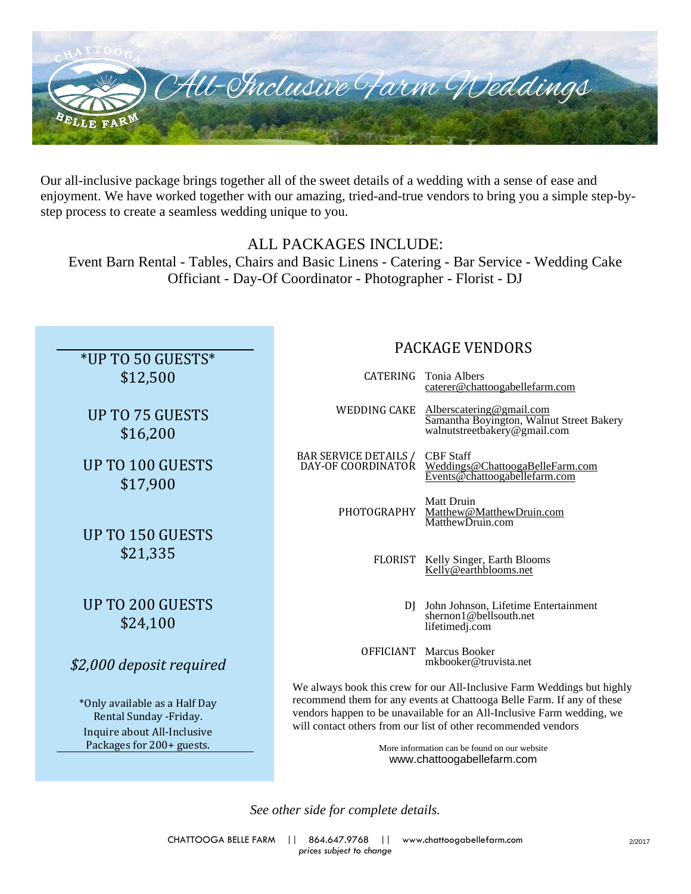# All-Inclusive Farm Weddings

Our all-inclusive package brings together all of the sweet details of a wedding with a sense of ease and enjoyment. We have worked together with our amazing, tried-and-true vendors to bring you a simple step-by-step process to create a seamless wedding unique to you.

## ALL PACKAGES INCLUDE:

Event Barn Rental - Tables, Chairs and Basic Linens - Catering - Bar Service - Wedding Cake
Officiant - Day-Of Coordinator - Photographer - Florist - DJ

*UP TO 50 GUESTS*
$12,500

UP TO 75 GUESTS
$16,200

UP TO 100 GUESTS
$17,900

UP TO 150 GUESTS
$21,335

UP TO 200 GUESTS
$24,100

*$2,000 deposit required*

*Only available as a Half Day Rental Sunday -Friday.
Inquire about All-Inclusive Packages for 200+ guests.

## PACKAGE VENDORS

| | |
|---|---|
| CATERING | Tonia Albers<br>caterer@chattoogabellefarm.com |
| WEDDING CAKE | Alberscatering@gmail.com<br>Samantha Boyington, Walnut Street Bakery<br>walnutstreetbakery@gmail.com |
| BAR SERVICE DETAILS / DAY-OF COORDINATOR | CBF Staff<br>Weddings@ChattoogaBelleFarm.com<br>Events@chattoogabellefarm.com |
| PHOTOGRAPHY | Matt Druin<br>Matthew@MatthewDruin.com<br>MatthewDruin.com |
| FLORIST | Kelly Singer, Earth Blooms<br>Kelly@earthblooms.net |
| DJ | John Johnson, Lifetime Entertainment<br>shernon1@bellsouth.net<br>lifetimedj.com |
| OFFICIANT | Marcus Booker<br>mkbooker@truvista.net |

We always book this crew for our All-Inclusive Farm Weddings but highly recommend them for any events at Chattooga Belle Farm. If any of these vendors happen to be unavailable for an All-Inclusive Farm wedding, we will contact others from our list of other recommended vendors

More information can be found on our website
www.chattoogabellefarm.com

*See other side for complete details.*

CHATTOOGA BELLE FARM || 864.647.9768 || www.chattoogabellefarm.com
*prices subject to change*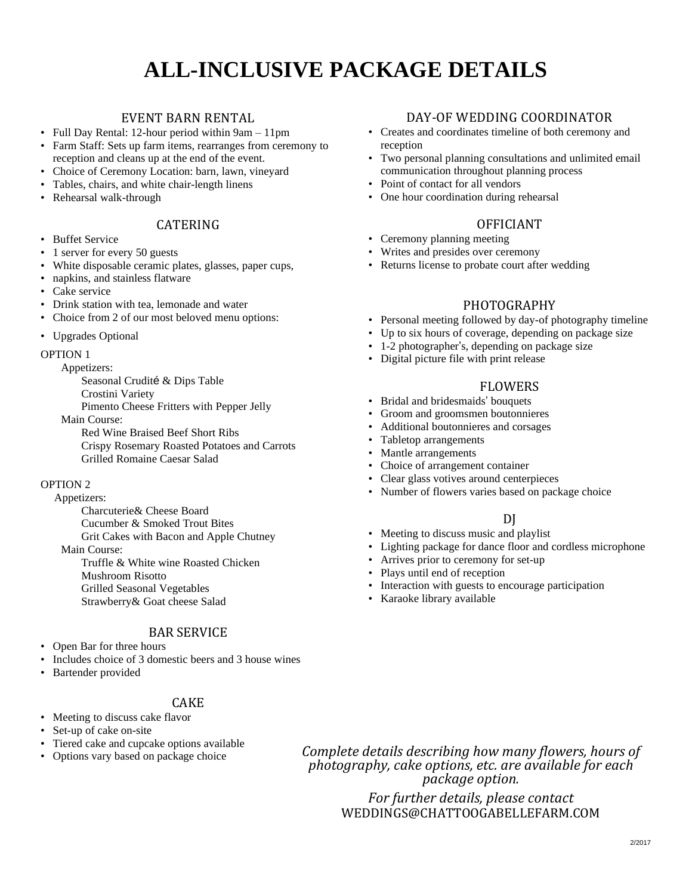# ALL-INCLUSIVE PACKAGE DETAILS

## EVENT BARN RENTAL

- Full Day Rental: 12-hour period within 9am – 11pm
- Farm Staff: Sets up farm items, rearranges from ceremony to reception and cleans up at the end of the event.
- Choice of Ceremony Location: barn, lawn, vineyard
- Tables, chairs, and white chair-length linens
- Rehearsal walk-through

## CATERING

- Buffet Service
- 1 server for every 50 guests
- White disposable ceramic plates, glasses, paper cups,
- napkins, and stainless flatware
- Cake service
- Drink station with tea, lemonade and water
- Choice from 2 of our most beloved menu options:
- Upgrades Optional

OPTION 1

Appetizers:

- Seasonal Crudité & Dips Table
- Crostini Variety
- Pimento Cheese Fritters with Pepper Jelly

Main Course:

- Red Wine Braised Beef Short Ribs
- Crispy Rosemary Roasted Potatoes and Carrots
- Grilled Romaine Caesar Salad

OPTION 2

Appetizers:

- Charcuterie& Cheese Board
- Cucumber & Smoked Trout Bites
- Grit Cakes with Bacon and Apple Chutney

Main Course:

- Truffle & White wine Roasted Chicken
- Mushroom Risotto
- Grilled Seasonal Vegetables
- Strawberry& Goat cheese Salad

## BAR SERVICE

- Open Bar for three hours
- Includes choice of 3 domestic beers and 3 house wines
- Bartender provided

## CAKE

- Meeting to discuss cake flavor
- Set-up of cake on-site
- Tiered cake and cupcake options available
- Options vary based on package choice

## DAY-OF WEDDING COORDINATOR

- Creates and coordinates timeline of both ceremony and reception
- Two personal planning consultations and unlimited email communication throughout planning process
- Point of contact for all vendors
- One hour coordination during rehearsal

## OFFICIANT

- Ceremony planning meeting
- Writes and presides over ceremony
- Returns license to probate court after wedding

## PHOTOGRAPHY

- Personal meeting followed by day-of photography timeline
- Up to six hours of coverage, depending on package size
- 1-2 photographer's, depending on package size
- Digital picture file with print release

## FLOWERS

- Bridal and bridesmaids' bouquets
- Groom and groomsmen boutonnieres
- Additional boutonnieres and corsages
- Tabletop arrangements
- Mantle arrangements
- Choice of arrangement container
- Clear glass votives around centerpieces
- Number of flowers varies based on package choice

## DJ

- Meeting to discuss music and playlist
- Lighting package for dance floor and cordless microphone
- Arrives prior to ceremony for set-up
- Plays until end of reception
- Interaction with guests to encourage participation
- Karaoke library available

*Complete details describing how many flowers, hours of photography, cake options, etc. are available for each package option.*

*For further details, please contact*
WEDDINGS@CHATTOOGABELLEFARM.COM

2/2017